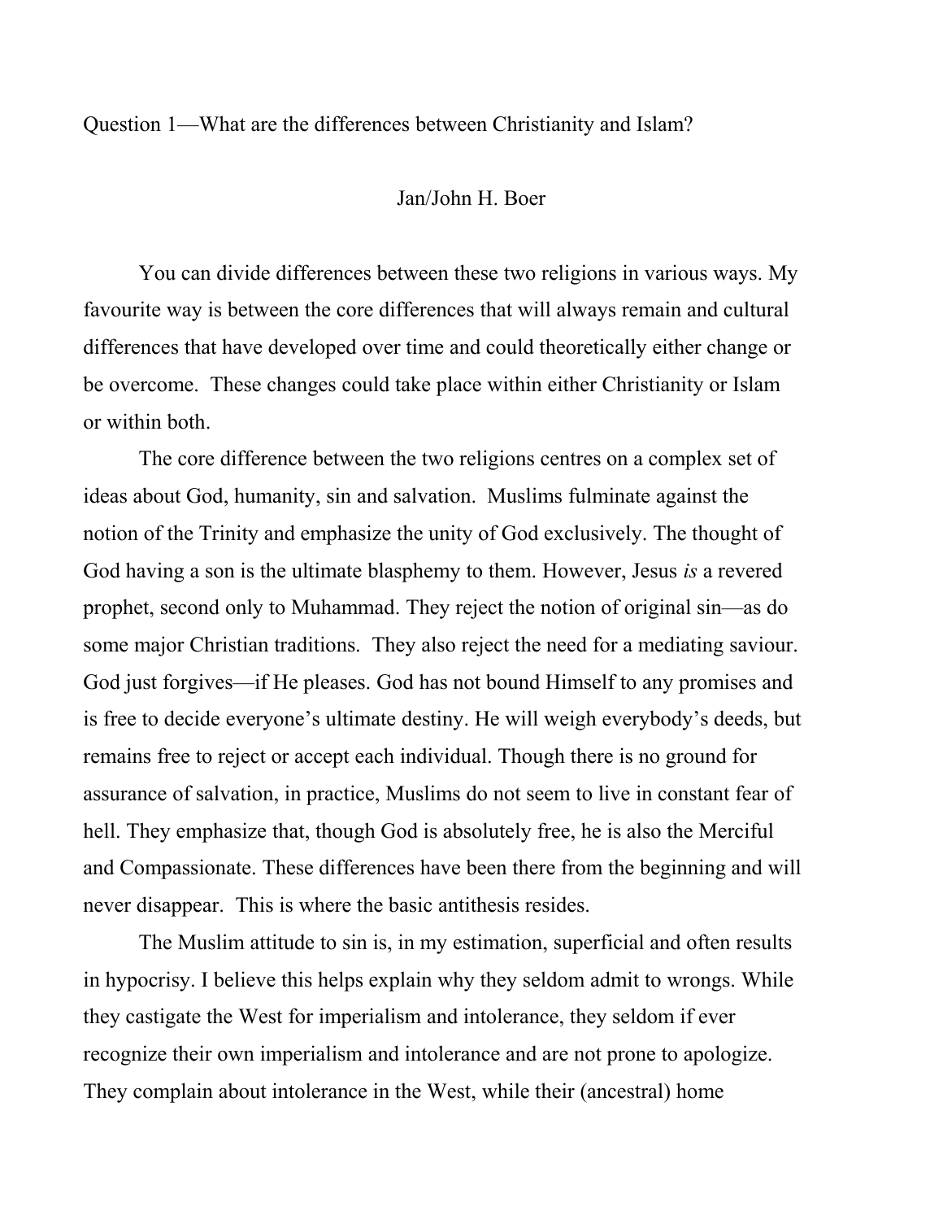Question 1—What are the differences between Christianity and Islam?

Jan/John H. Boer

You can divide differences between these two religions in various ways. My favourite way is between the core differences that will always remain and cultural differences that have developed over time and could theoretically either change or be overcome. These changes could take place within either Christianity or Islam or within both.

The core difference between the two religions centres on a complex set of ideas about God, humanity, sin and salvation. Muslims fulminate against the notion of the Trinity and emphasize the unity of God exclusively. The thought of God having a son is the ultimate blasphemy to them. However, Jesus *is* a revered prophet, second only to Muhammad. They reject the notion of original sin—as do some major Christian traditions. They also reject the need for a mediating saviour. God just forgives—if He pleases. God has not bound Himself to any promises and is free to decide everyone's ultimate destiny. He will weigh everybody's deeds, but remains free to reject or accept each individual. Though there is no ground for assurance of salvation, in practice, Muslims do not seem to live in constant fear of hell. They emphasize that, though God is absolutely free, he is also the Merciful and Compassionate. These differences have been there from the beginning and will never disappear. This is where the basic antithesis resides.

The Muslim attitude to sin is, in my estimation, superficial and often results in hypocrisy. I believe this helps explain why they seldom admit to wrongs. While they castigate the West for imperialism and intolerance, they seldom if ever recognize their own imperialism and intolerance and are not prone to apologize. They complain about intolerance in the West, while their (ancestral) home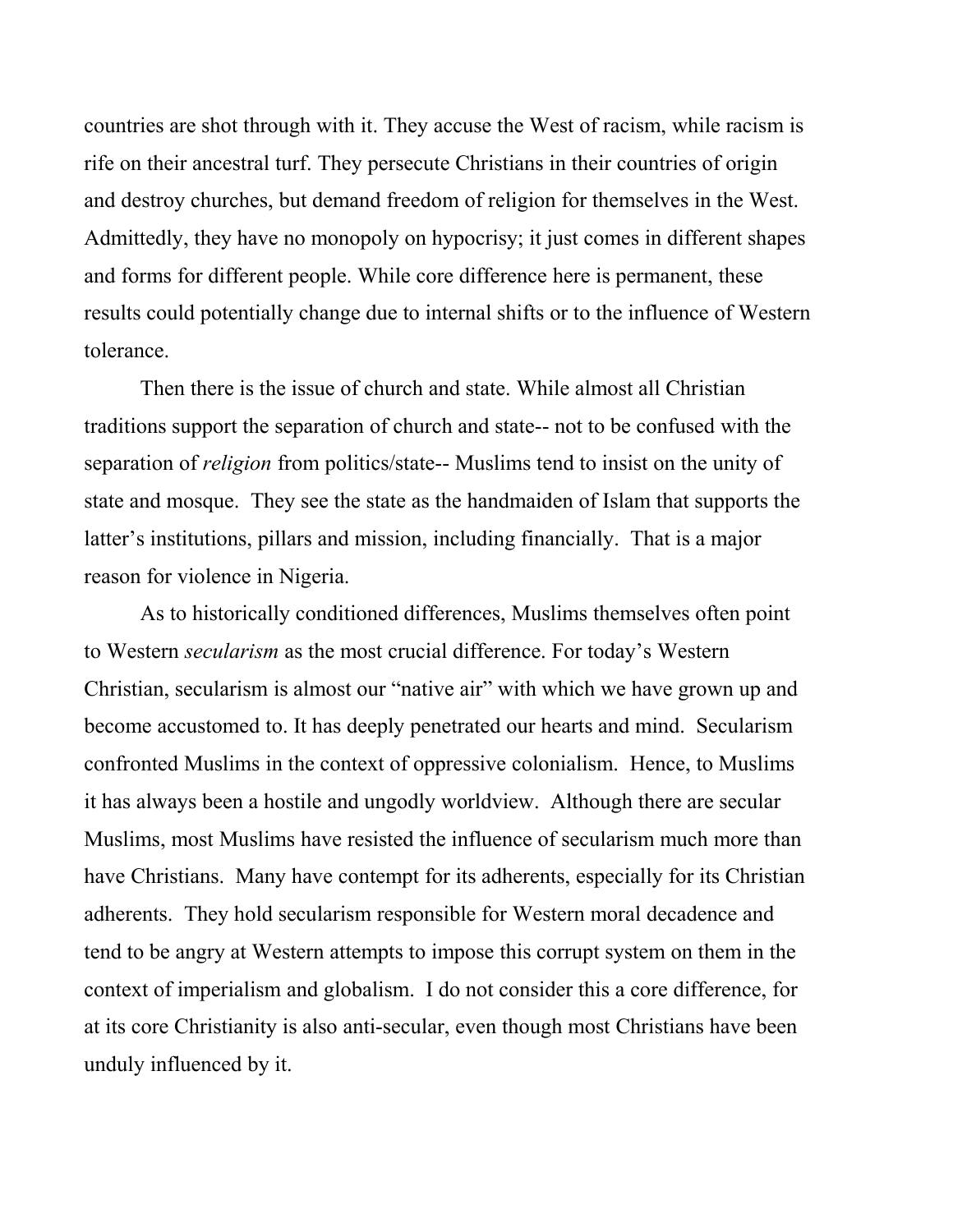countries are shot through with it. They accuse the West of racism, while racism is rife on their ancestral turf. They persecute Christians in their countries of origin and destroy churches, but demand freedom of religion for themselves in the West. Admittedly, they have no monopoly on hypocrisy; it just comes in different shapes and forms for different people. While core difference here is permanent, these results could potentially change due to internal shifts or to the influence of Western tolerance.

Then there is the issue of church and state. While almost all Christian traditions support the separation of church and state-- not to be confused with the separation of *religion* from politics/state-- Muslims tend to insist on the unity of state and mosque. They see the state as the handmaiden of Islam that supports the latter's institutions, pillars and mission, including financially. That is a major reason for violence in Nigeria.

As to historically conditioned differences, Muslims themselves often point to Western *secularism* as the most crucial difference. For today's Western Christian, secularism is almost our "native air" with which we have grown up and become accustomed to. It has deeply penetrated our hearts and mind. Secularism confronted Muslims in the context of oppressive colonialism. Hence, to Muslims it has always been a hostile and ungodly worldview. Although there are secular Muslims, most Muslims have resisted the influence of secularism much more than have Christians. Many have contempt for its adherents, especially for its Christian adherents. They hold secularism responsible for Western moral decadence and tend to be angry at Western attempts to impose this corrupt system on them in the context of imperialism and globalism. I do not consider this a core difference, for at its core Christianity is also anti-secular, even though most Christians have been unduly influenced by it.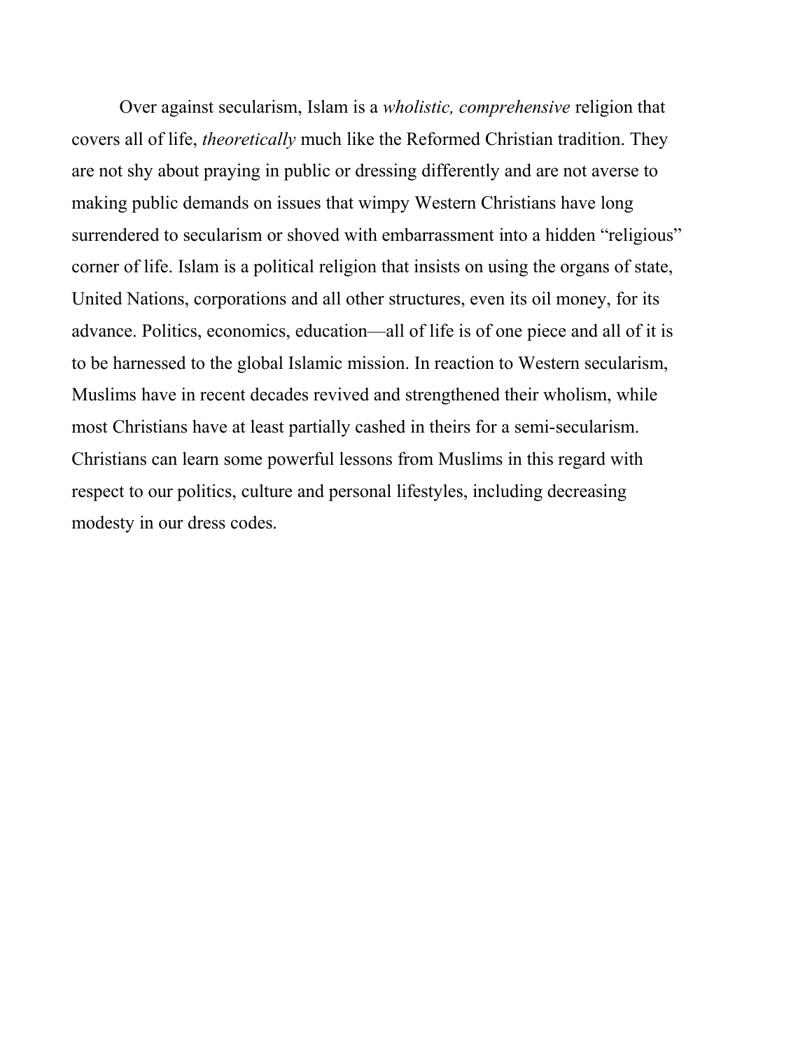Over against secularism, Islam is a *wholistic, comprehensive* religion that covers all of life, *theoretically* much like the Reformed Christian tradition. They are not shy about praying in public or dressing differently and are not averse to making public demands on issues that wimpy Western Christians have long surrendered to secularism or shoved with embarrassment into a hidden "religious" corner of life. Islam is a political religion that insists on using the organs of state, United Nations, corporations and all other structures, even its oil money, for its advance. Politics, economics, education—all of life is of one piece and all of it is to be harnessed to the global Islamic mission. In reaction to Western secularism, Muslims have in recent decades revived and strengthened their wholism, while most Christians have at least partially cashed in theirs for a semi-secularism. Christians can learn some powerful lessons from Muslims in this regard with respect to our politics, culture and personal lifestyles, including decreasing modesty in our dress codes.